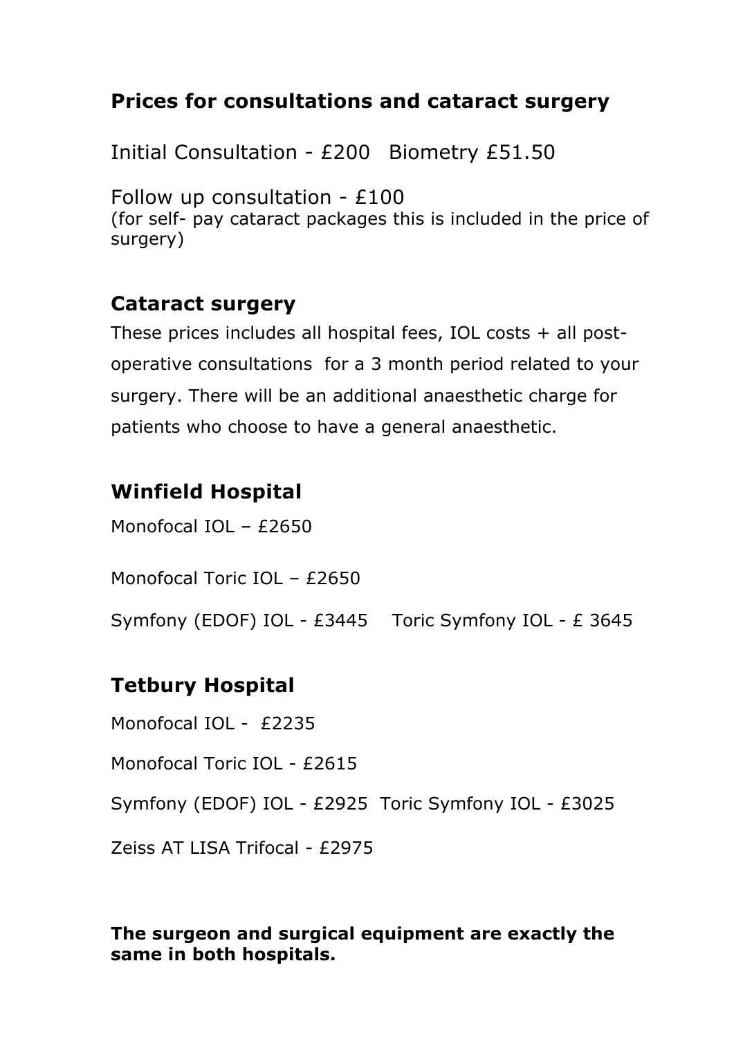## Prices for consultations and cataract surgery

Initial Consultation - £200   Biometry £51.50

Follow up consultation - £100
(for self- pay cataract packages this is included in the price of surgery)

## Cataract surgery

These prices includes all hospital fees, IOL costs + all post-operative consultations for a 3 month period related to your surgery. There will be an additional anaesthetic charge for patients who choose to have a general anaesthetic.

## Winfield Hospital

Monofocal IOL – £2650

Monofocal Toric IOL – £2650

Symfony (EDOF) IOL - £3445   Toric Symfony IOL - £ 3645

## Tetbury Hospital

Monofocal IOL - £2235

Monofocal Toric IOL - £2615

Symfony (EDOF) IOL - £2925  Toric Symfony IOL - £3025

Zeiss AT LISA Trifocal - £2975

**The surgeon and surgical equipment are exactly the same in both hospitals.**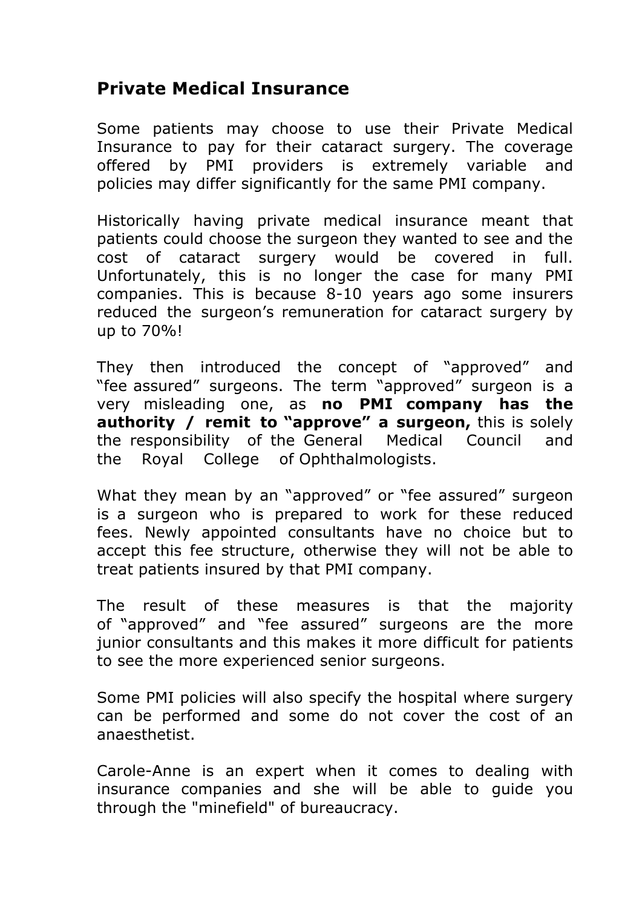## Private Medical Insurance

Some patients may choose to use their Private Medical Insurance to pay for their cataract surgery. The coverage offered by PMI providers is extremely variable and policies may differ significantly for the same PMI company.

Historically having private medical insurance meant that patients could choose the surgeon they wanted to see and the cost of cataract surgery would be covered in full. Unfortunately, this is no longer the case for many PMI companies. This is because 8-10 years ago some insurers reduced the surgeon's remuneration for cataract surgery by up to 70%!

They then introduced the concept of "approved" and "fee assured" surgeons. The term "approved" surgeon is a very misleading one, as **no PMI company has the authority / remit to "approve" a surgeon,** this is solely the responsibility of the General Medical Council and the Royal College of Ophthalmologists.

What they mean by an "approved" or "fee assured" surgeon is a surgeon who is prepared to work for these reduced fees. Newly appointed consultants have no choice but to accept this fee structure, otherwise they will not be able to treat patients insured by that PMI company.

The result of these measures is that the majority of "approved" and "fee assured" surgeons are the more junior consultants and this makes it more difficult for patients to see the more experienced senior surgeons.

Some PMI policies will also specify the hospital where surgery can be performed and some do not cover the cost of an anaesthetist.

Carole-Anne is an expert when it comes to dealing with insurance companies and she will be able to guide you through the "minefield" of bureaucracy.